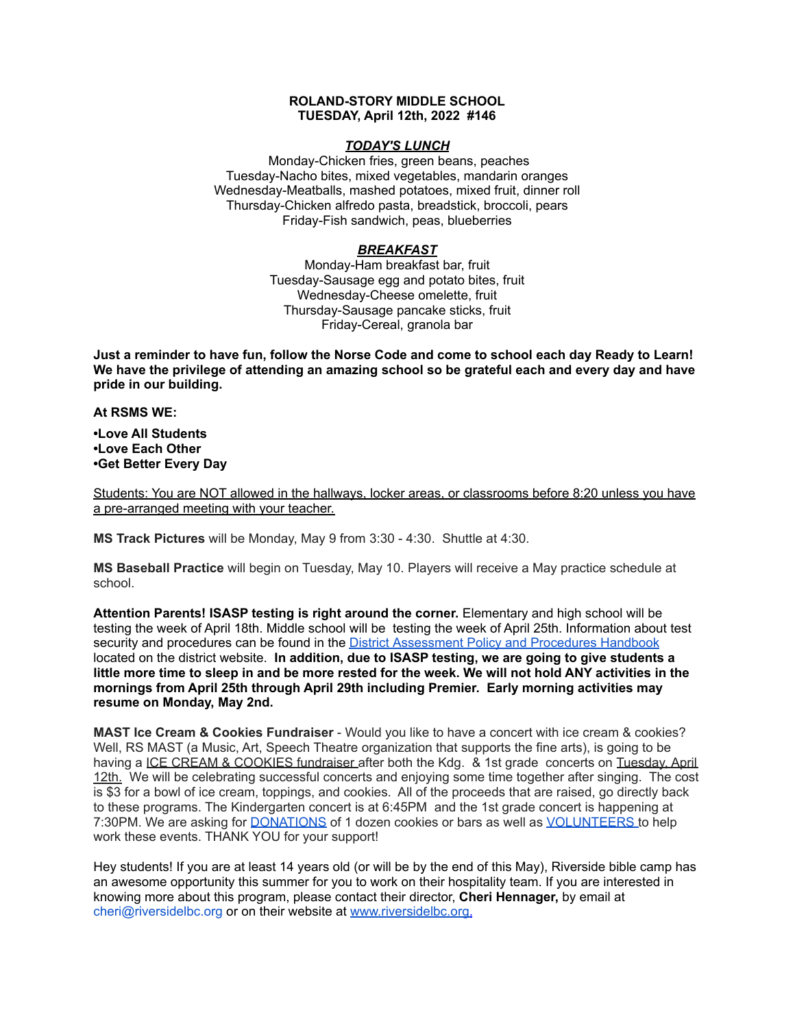**ROLAND-STORY MIDDLE SCHOOL**
**TUESDAY, April 12th, 2022 #146**

***TODAY'S LUNCH***

Monday-Chicken fries, green beans, peaches
Tuesday-Nacho bites, mixed vegetables, mandarin oranges
Wednesday-Meatballs, mashed potatoes, mixed fruit, dinner roll
Thursday-Chicken alfredo pasta, breadstick, broccoli, pears
Friday-Fish sandwich, peas, blueberries

***BREAKFAST***

Monday-Ham breakfast bar, fruit
Tuesday-Sausage egg and potato bites, fruit
Wednesday-Cheese omelette, fruit
Thursday-Sausage pancake sticks, fruit
Friday-Cereal, granola bar

**Just a reminder to have fun, follow the Norse Code and come to school each day Ready to Learn! We have the privilege of attending an amazing school so be grateful each and every day and have pride in our building.**

**At RSMS WE:**

**•Love All Students**
**•Love Each Other**
**•Get Better Every Day**

Students: You are NOT allowed in the hallways, locker areas, or classrooms before 8:20 unless you have a pre-arranged meeting with your teacher.

**MS Track Pictures** will be Monday, May 9 from 3:30 - 4:30. Shuttle at 4:30.

**MS Baseball Practice** will begin on Tuesday, May 10. Players will receive a May practice schedule at school.

**Attention Parents! ISASP testing is right around the corner.** Elementary and high school will be testing the week of April 18th. Middle school will be testing the week of April 25th. Information about test security and procedures can be found in the District Assessment Policy and Procedures Handbook located on the district website. **In addition, due to ISASP testing, we are going to give students a little more time to sleep in and be more rested for the week. We will not hold ANY activities in the mornings from April 25th through April 29th including Premier. Early morning activities may resume on Monday, May 2nd.**

**MAST Ice Cream & Cookies Fundraiser** - Would you like to have a concert with ice cream & cookies? Well, RS MAST (a Music, Art, Speech Theatre organization that supports the fine arts), is going to be having a ICE CREAM & COOKIES fundraiser after both the Kdg. & 1st grade concerts on Tuesday, April 12th. We will be celebrating successful concerts and enjoying some time together after singing. The cost is $3 for a bowl of ice cream, toppings, and cookies. All of the proceeds that are raised, go directly back to these programs. The Kindergarten concert is at 6:45PM and the 1st grade concert is happening at 7:30PM. We are asking for DONATIONS of 1 dozen cookies or bars as well as VOLUNTEERS to help work these events. THANK YOU for your support!

Hey students! If you are at least 14 years old (or will be by the end of this May), Riverside bible camp has an awesome opportunity this summer for you to work on their hospitality team. If you are interested in knowing more about this program, please contact their director, **Cheri Hennager,** by email at cheri@riversidelbc.org or on their website at www.riversidelbc.org.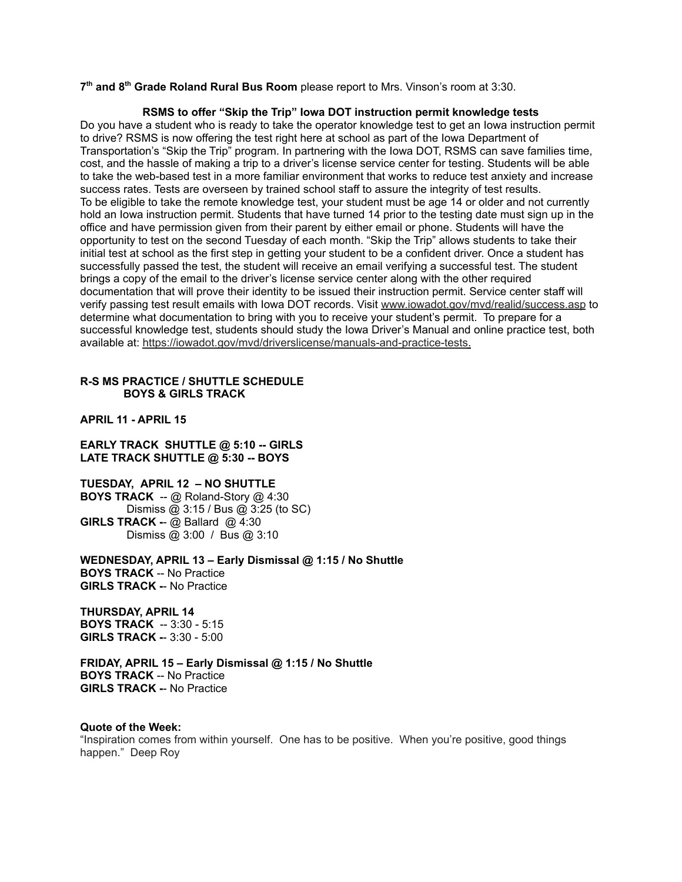**7th and 8th Grade Roland Rural Bus Room** please report to Mrs. Vinson's room at 3:30.

**RSMS to offer "Skip the Trip" Iowa DOT instruction permit knowledge tests**

Do you have a student who is ready to take the operator knowledge test to get an Iowa instruction permit to drive? RSMS is now offering the test right here at school as part of the Iowa Department of Transportation's "Skip the Trip" program. In partnering with the Iowa DOT, RSMS can save families time, cost, and the hassle of making a trip to a driver's license service center for testing. Students will be able to take the web-based test in a more familiar environment that works to reduce test anxiety and increase success rates. Tests are overseen by trained school staff to assure the integrity of test results.
To be eligible to take the remote knowledge test, your student must be age 14 or older and not currently hold an Iowa instruction permit. Students that have turned 14 prior to the testing date must sign up in the office and have permission given from their parent by either email or phone. Students will have the opportunity to test on the second Tuesday of each month. "Skip the Trip" allows students to take their initial test at school as the first step in getting your student to be a confident driver. Once a student has successfully passed the test, the student will receive an email verifying a successful test. The student brings a copy of the email to the driver's license service center along with the other required documentation that will prove their identity to be issued their instruction permit. Service center staff will verify passing test result emails with Iowa DOT records. Visit www.iowadot.gov/mvd/realid/success.asp to determine what documentation to bring with you to receive your student's permit. To prepare for a successful knowledge test, students should study the Iowa Driver's Manual and online practice test, both available at: https://iowadot.gov/mvd/driverslicense/manuals-and-practice-tests.

**R-S MS PRACTICE / SHUTTLE SCHEDULE**
**BOYS & GIRLS TRACK**

**APRIL 11 - APRIL 15**

**EARLY TRACK SHUTTLE @ 5:10 -- GIRLS**
**LATE TRACK SHUTTLE @ 5:30 -- BOYS**

**TUESDAY, APRIL 12 – NO SHUTTLE**
**BOYS TRACK** -- @ Roland-Story @ 4:30
Dismiss @ 3:15 / Bus @ 3:25 (to SC)
**GIRLS TRACK --** @ Ballard @ 4:30
Dismiss @ 3:00 / Bus @ 3:10

**WEDNESDAY, APRIL 13 – Early Dismissal @ 1:15 / No Shuttle**
**BOYS TRACK** -- No Practice
**GIRLS TRACK --** No Practice

**THURSDAY, APRIL 14**
**BOYS TRACK** -- 3:30 - 5:15
**GIRLS TRACK --** 3:30 - 5:00

**FRIDAY, APRIL 15 – Early Dismissal @ 1:15 / No Shuttle**
**BOYS TRACK** -- No Practice
**GIRLS TRACK --** No Practice

**Quote of the Week:**
"Inspiration comes from within yourself. One has to be positive. When you're positive, good things happen." Deep Roy